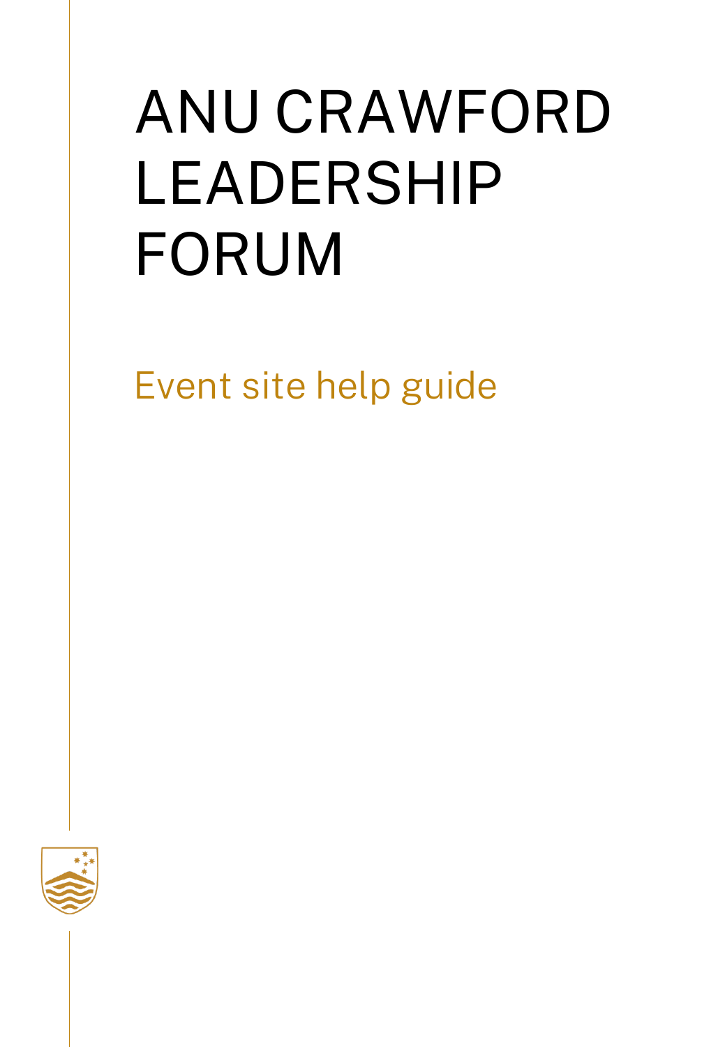# ANU CRAWFORD LEADERSHIP FORUM

## Event site help guide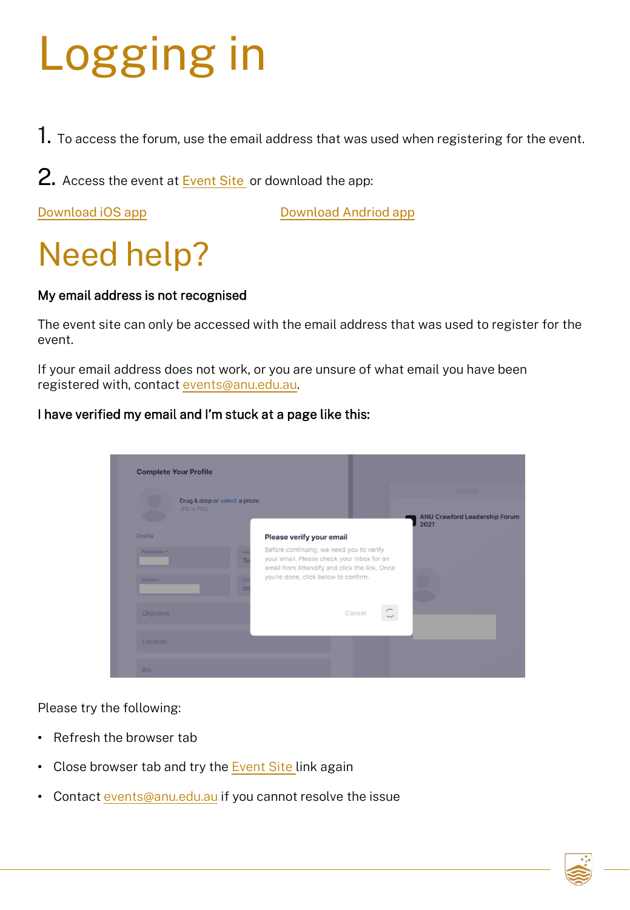# Logging in

1. To access the forum, use the email address that was used when registering for the event.

2. Access the event at Event Site or download the app:

Download iOS app Download Andriod app

# Need help?

**My email address is not recognised**

The event site can only be accessed with the email address that was used to register for the event.

If your email address does not work, or you are unsure of what email you have been registered with, contact events@anu.edu.au.

**I have verified my email and I'm stuck at a page like this:**

Please try the following:

- Refresh the browser tab
- Close browser tab and try the Event Site link again
- Contact events@anu.edu.au if you cannot resolve the issue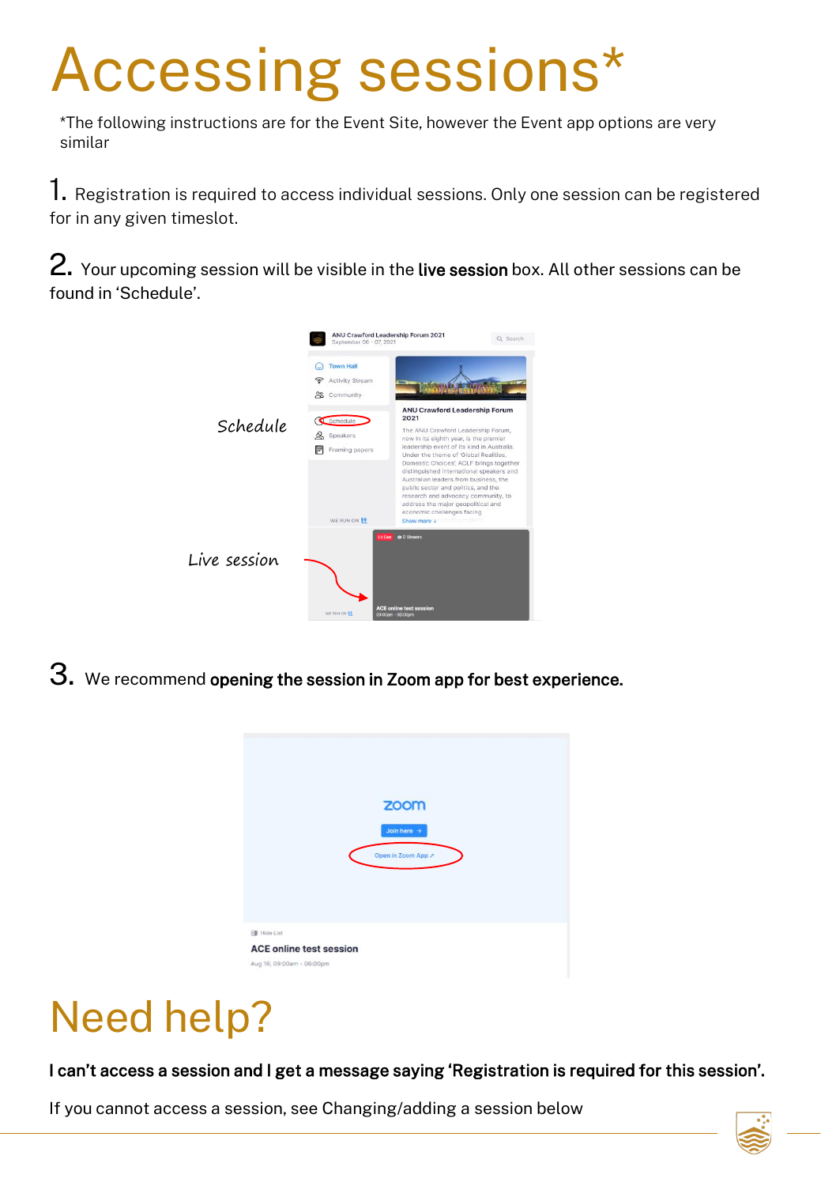# Accessing sessions*

*The following instructions are for the Event Site, however the Event app options are very similar

1. Registration is required to access individual sessions. Only one session can be registered for in any given timeslot.

2. Your upcoming session will be visible in the **live session** box. All other sessions can be found in 'Schedule'.

3. We recommend **opening the session in Zoom app for best experience.**

# Need help?

**I can't access a session and I get a message saying 'Registration is required for this session'.**

If you cannot access a session, see Changing/adding a session below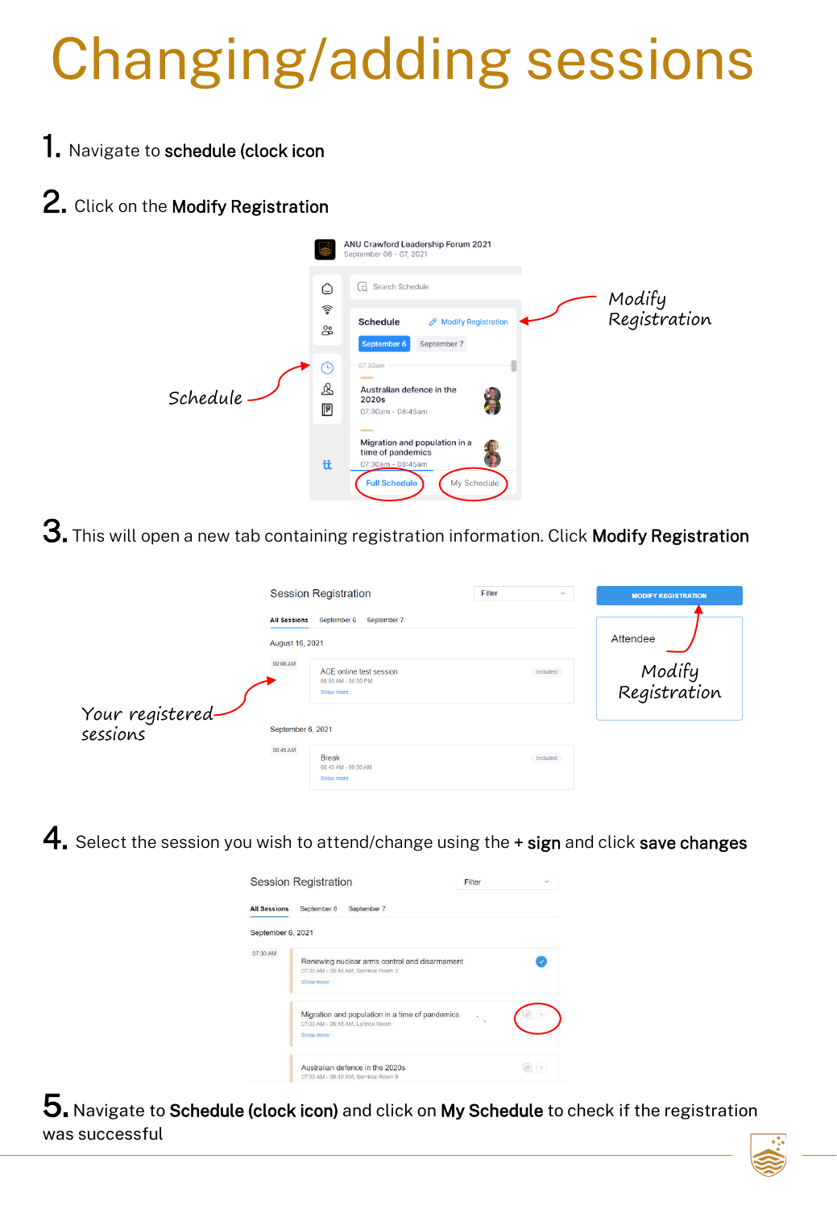# Changing/adding sessions

1. Navigate to **schedule (clock icon**

2. Click on the **Modify Registration**

3. This will open a new tab containing registration information. Click **Modify Registration**

4. Select the session you wish to attend/change using the **+ sign** and click **save changes**

5. Navigate to **Schedule (clock icon)** and click on **My Schedule** to check if the registration was successful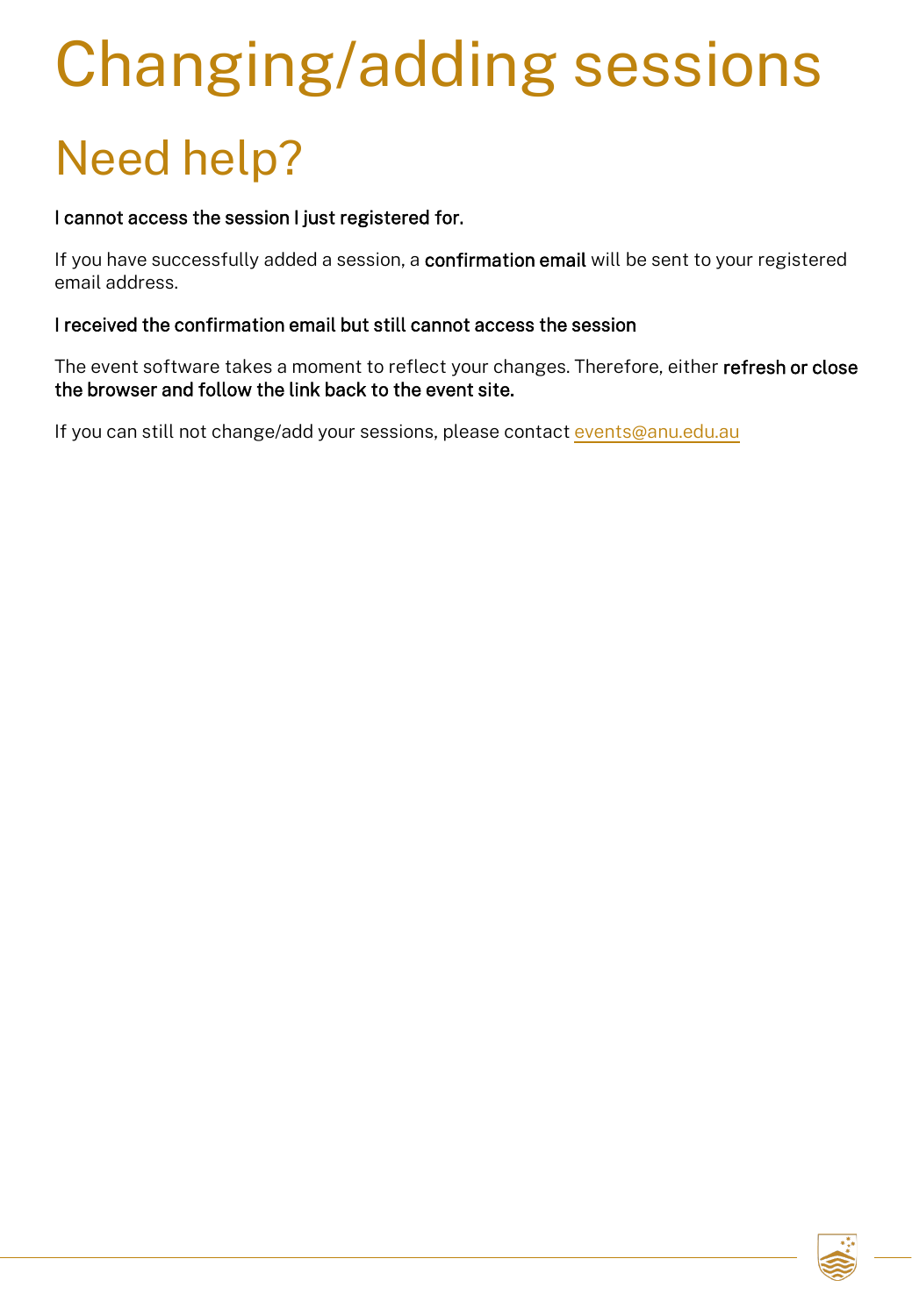# Changing/adding sessions

## Need help?

**I cannot access the session I just registered for.**

If you have successfully added a session, a **confirmation email** will be sent to your registered email address.

**I received the confirmation email but still cannot access the session**

The event software takes a moment to reflect your changes. Therefore, either **refresh or close the browser and follow the link back to the event site.**

If you can still not change/add your sessions, please contact events@anu.edu.au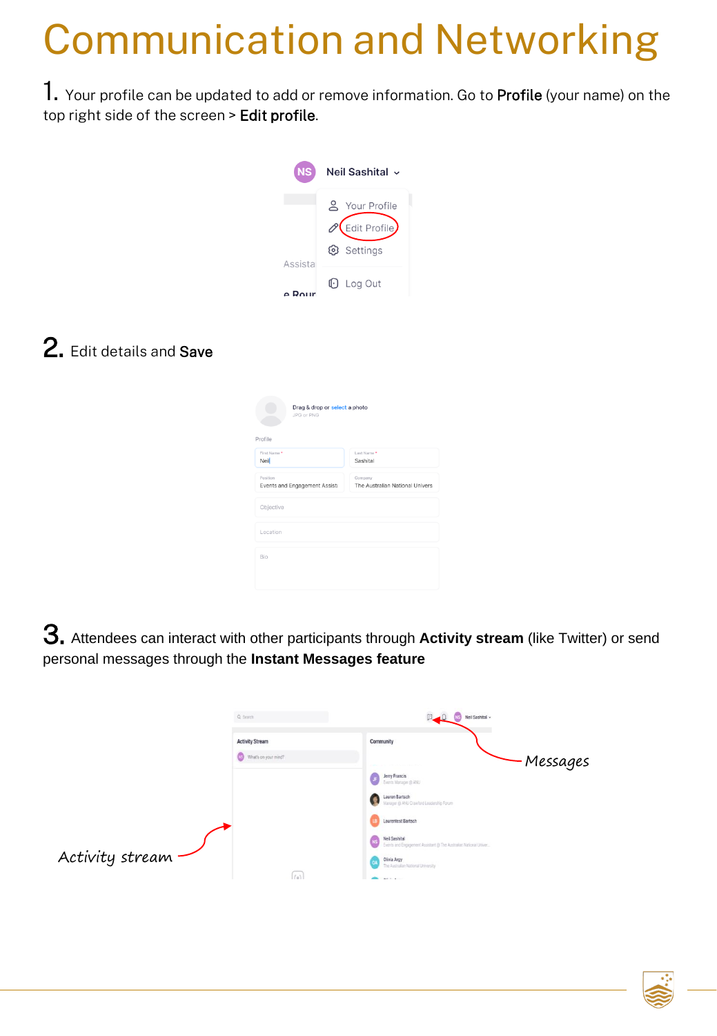# Communication and Networking

1. Your profile can be updated to add or remove information. Go to **Profile** (your name) on the top right side of the screen > **Edit profile**.

2. Edit details and **Save**

3. Attendees can interact with other participants through **Activity stream** (like Twitter) or send personal messages through the **Instant Messages feature**

Messages

Activity stream